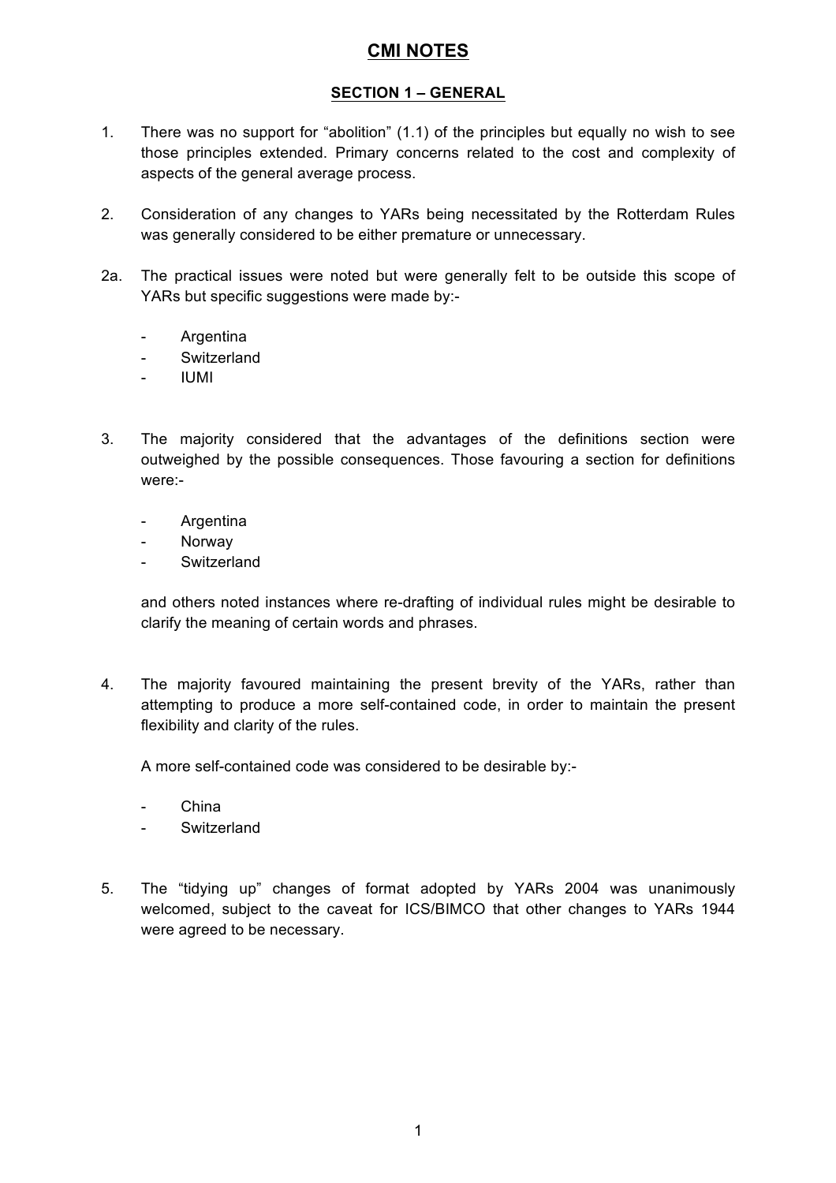# CMI NOTES

## SECTION 1 – GENERAL

1. There was no support for "abolition" (1.1) of the principles but equally no wish to see those principles extended. Primary concerns related to the cost and complexity of aspects of the general average process.

2. Consideration of any changes to YARs being necessitated by the Rotterdam Rules was generally considered to be either premature or unnecessary.

2a. The practical issues were noted but were generally felt to be outside this scope of YARs but specific suggestions were made by:-

   - Argentina
   - Switzerland
   - IUMI

3. The majority considered that the advantages of the definitions section were outweighed by the possible consequences. Those favouring a section for definitions were:-

   - Argentina
   - Norway
   - Switzerland

   and others noted instances where re-drafting of individual rules might be desirable to clarify the meaning of certain words and phrases.

4. The majority favoured maintaining the present brevity of the YARs, rather than attempting to produce a more self-contained code, in order to maintain the present flexibility and clarity of the rules.

   A more self-contained code was considered to be desirable by:-

   - China
   - Switzerland

5. The "tidying up" changes of format adopted by YARs 2004 was unanimously welcomed, subject to the caveat for ICS/BIMCO that other changes to YARs 1944 were agreed to be necessary.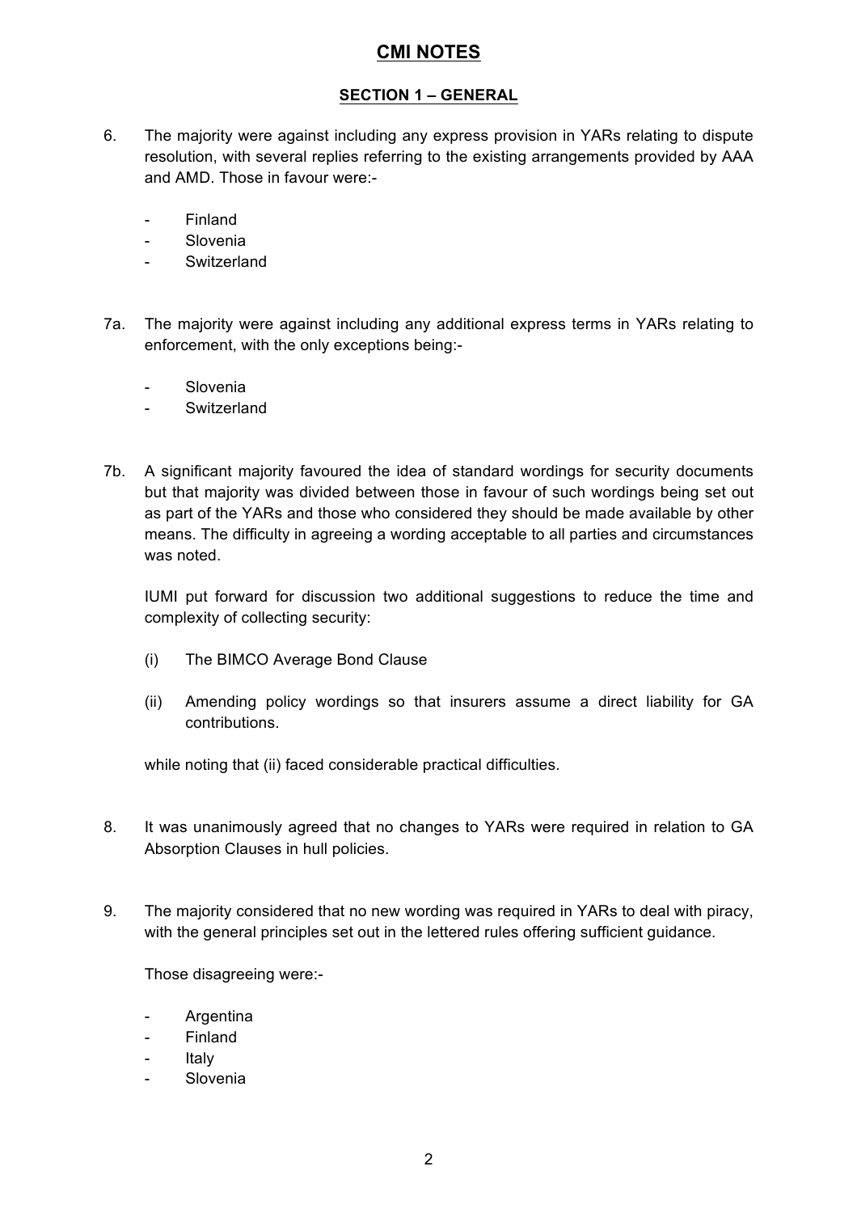# CMI NOTES

## SECTION 1 – GENERAL

6. The majority were against including any express provision in YARs relating to dispute resolution, with several replies referring to the existing arrangements provided by AAA and AMD. Those in favour were:-

   - Finland
   - Slovenia
   - Switzerland

7a. The majority were against including any additional express terms in YARs relating to enforcement, with the only exceptions being:-

   - Slovenia
   - Switzerland

7b. A significant majority favoured the idea of standard wordings for security documents but that majority was divided between those in favour of such wordings being set out as part of the YARs and those who considered they should be made available by other means. The difficulty in agreeing a wording acceptable to all parties and circumstances was noted.

   IUMI put forward for discussion two additional suggestions to reduce the time and complexity of collecting security:

   (i) The BIMCO Average Bond Clause

   (ii) Amending policy wordings so that insurers assume a direct liability for GA contributions.

   while noting that (ii) faced considerable practical difficulties.

8. It was unanimously agreed that no changes to YARs were required in relation to GA Absorption Clauses in hull policies.

9. The majority considered that no new wording was required in YARs to deal with piracy, with the general principles set out in the lettered rules offering sufficient guidance.

   Those disagreeing were:-

   - Argentina
   - Finland
   - Italy
   - Slovenia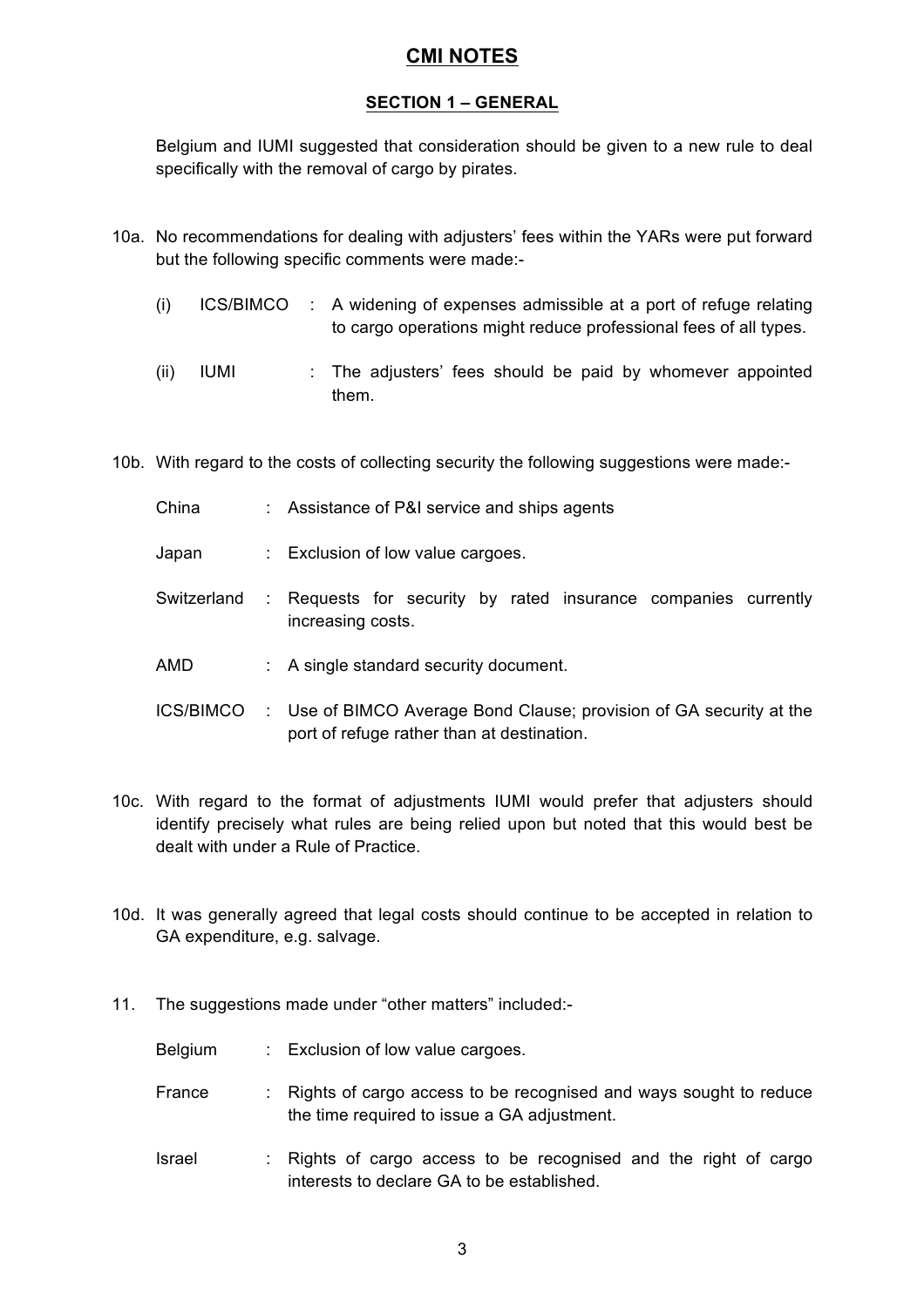# CMI NOTES

## SECTION 1 – GENERAL

Belgium and IUMI suggested that consideration should be given to a new rule to deal specifically with the removal of cargo by pirates.

10a. No recommendations for dealing with adjusters' fees within the YARs were put forward but the following specific comments were made:-

(i) ICS/BIMCO : A widening of expenses admissible at a port of refuge relating to cargo operations might reduce professional fees of all types.

(ii) IUMI : The adjusters' fees should be paid by whomever appointed them.

10b. With regard to the costs of collecting security the following suggestions were made:-

China : Assistance of P&I service and ships agents

Japan : Exclusion of low value cargoes.

Switzerland : Requests for security by rated insurance companies currently increasing costs.

AMD : A single standard security document.

ICS/BIMCO : Use of BIMCO Average Bond Clause; provision of GA security at the port of refuge rather than at destination.

10c. With regard to the format of adjustments IUMI would prefer that adjusters should identify precisely what rules are being relied upon but noted that this would best be dealt with under a Rule of Practice.

10d. It was generally agreed that legal costs should continue to be accepted in relation to GA expenditure, e.g. salvage.

11. The suggestions made under "other matters" included:-

Belgium : Exclusion of low value cargoes.

France : Rights of cargo access to be recognised and ways sought to reduce the time required to issue a GA adjustment.

Israel : Rights of cargo access to be recognised and the right of cargo interests to declare GA to be established.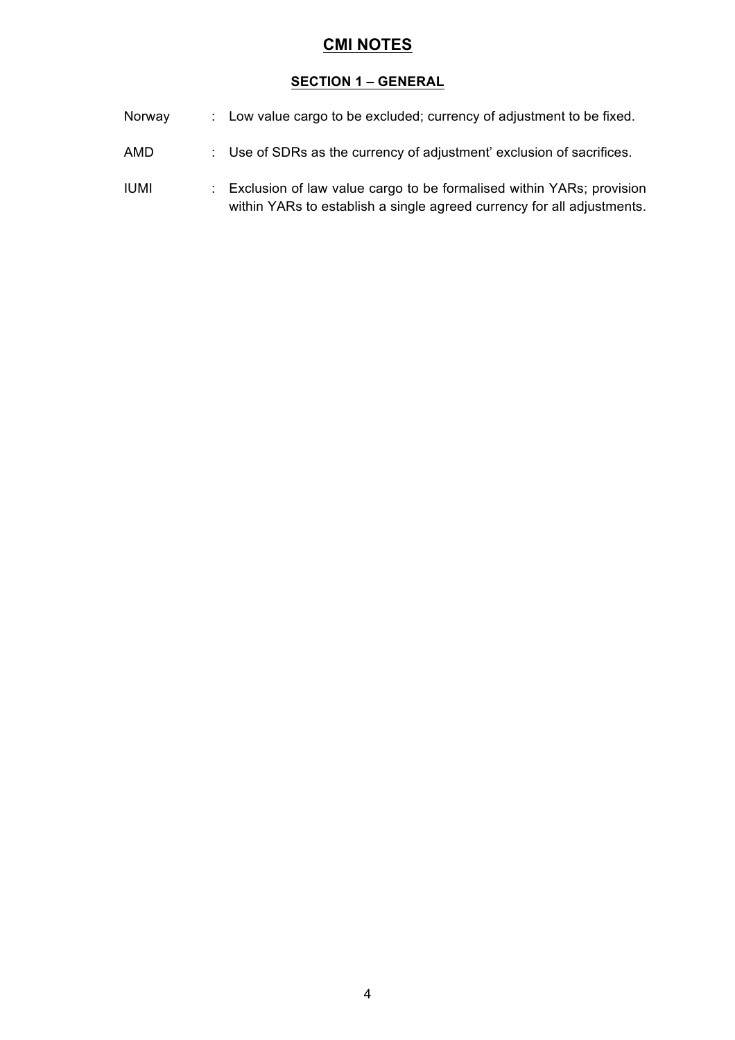# CMI NOTES

## SECTION 1 – GENERAL

| | | |
|---|---|---|
| Norway | : | Low value cargo to be excluded; currency of adjustment to be fixed. |
| AMD | : | Use of SDRs as the currency of adjustment' exclusion of sacrifices. |
| IUMI | : | Exclusion of law value cargo to be formalised within YARs; provision within YARs to establish a single agreed currency for all adjustments. |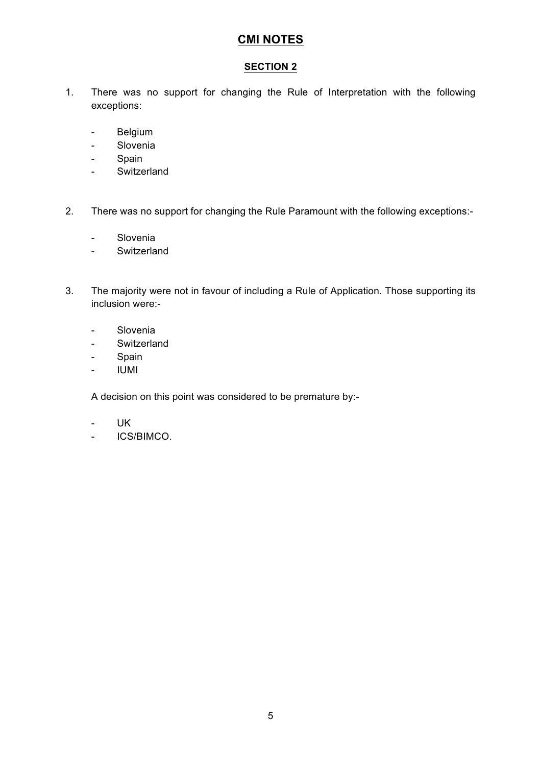# CMI NOTES

## SECTION 2

1. There was no support for changing the Rule of Interpretation with the following exceptions:

   - Belgium
   - Slovenia
   - Spain
   - Switzerland

2. There was no support for changing the Rule Paramount with the following exceptions:-

   - Slovenia
   - Switzerland

3. The majority were not in favour of including a Rule of Application. Those supporting its inclusion were:-

   - Slovenia
   - Switzerland
   - Spain
   - IUMI

   A decision on this point was considered to be premature by:-

   - UK
   - ICS/BIMCO.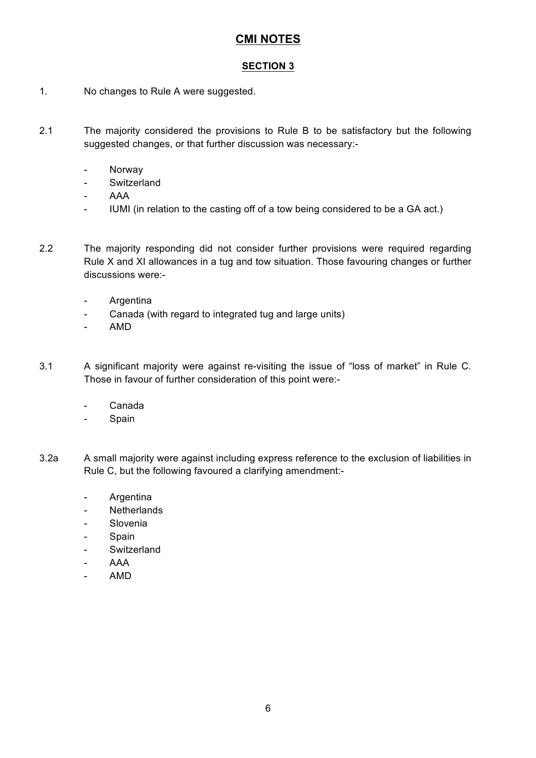# CMI NOTES

## SECTION 3

1. No changes to Rule A were suggested.

2.1 The majority considered the provisions to Rule B to be satisfactory but the following suggested changes, or that further discussion was necessary:-

- Norway
- Switzerland
- AAA
- IUMI (in relation to the casting off of a tow being considered to be a GA act.)

2.2 The majority responding did not consider further provisions were required regarding Rule X and XI allowances in a tug and tow situation. Those favouring changes or further discussions were:-

- Argentina
- Canada (with regard to integrated tug and large units)
- AMD

3.1 A significant majority were against re-visiting the issue of "loss of market" in Rule C. Those in favour of further consideration of this point were:-

- Canada
- Spain

3.2a A small majority were against including express reference to the exclusion of liabilities in Rule C, but the following favoured a clarifying amendment:-

- Argentina
- Netherlands
- Slovenia
- Spain
- Switzerland
- AAA
- AMD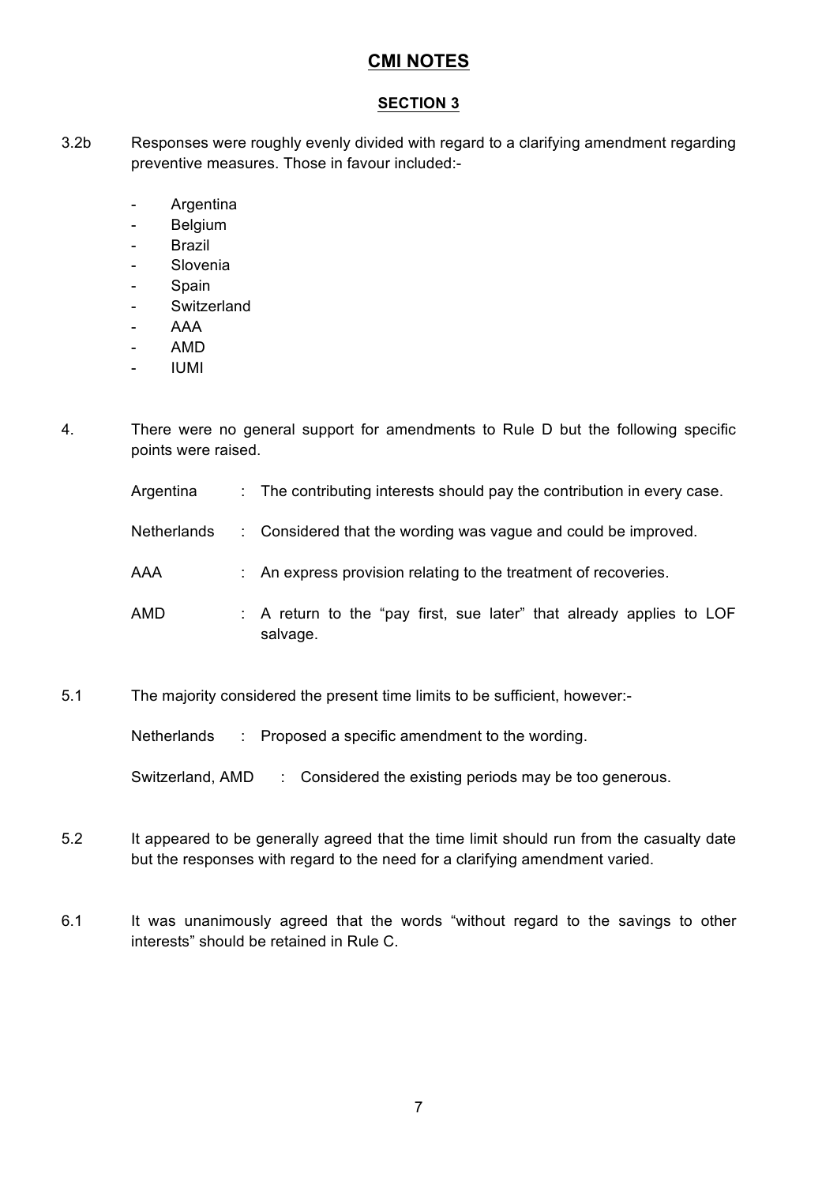# CMI NOTES

## SECTION 3

3.2b Responses were roughly evenly divided with regard to a clarifying amendment regarding preventive measures. Those in favour included:-

- Argentina
- Belgium
- Brazil
- Slovenia
- Spain
- Switzerland
- AAA
- AMD
- IUMI

4. There were no general support for amendments to Rule D but the following specific points were raised.

| | | |
|---|---|---|
| Argentina | : | The contributing interests should pay the contribution in every case. |
| Netherlands | : | Considered that the wording was vague and could be improved. |
| AAA | : | An express provision relating to the treatment of recoveries. |
| AMD | : | A return to the "pay first, sue later" that already applies to LOF salvage. |

5.1 The majority considered the present time limits to be sufficient, however:-

| | | |
|---|---|---|
| Netherlands | : | Proposed a specific amendment to the wording. |
| Switzerland, AMD | : | Considered the existing periods may be too generous. |

5.2 It appeared to be generally agreed that the time limit should run from the casualty date but the responses with regard to the need for a clarifying amendment varied.

6.1 It was unanimously agreed that the words "without regard to the savings to other interests" should be retained in Rule C.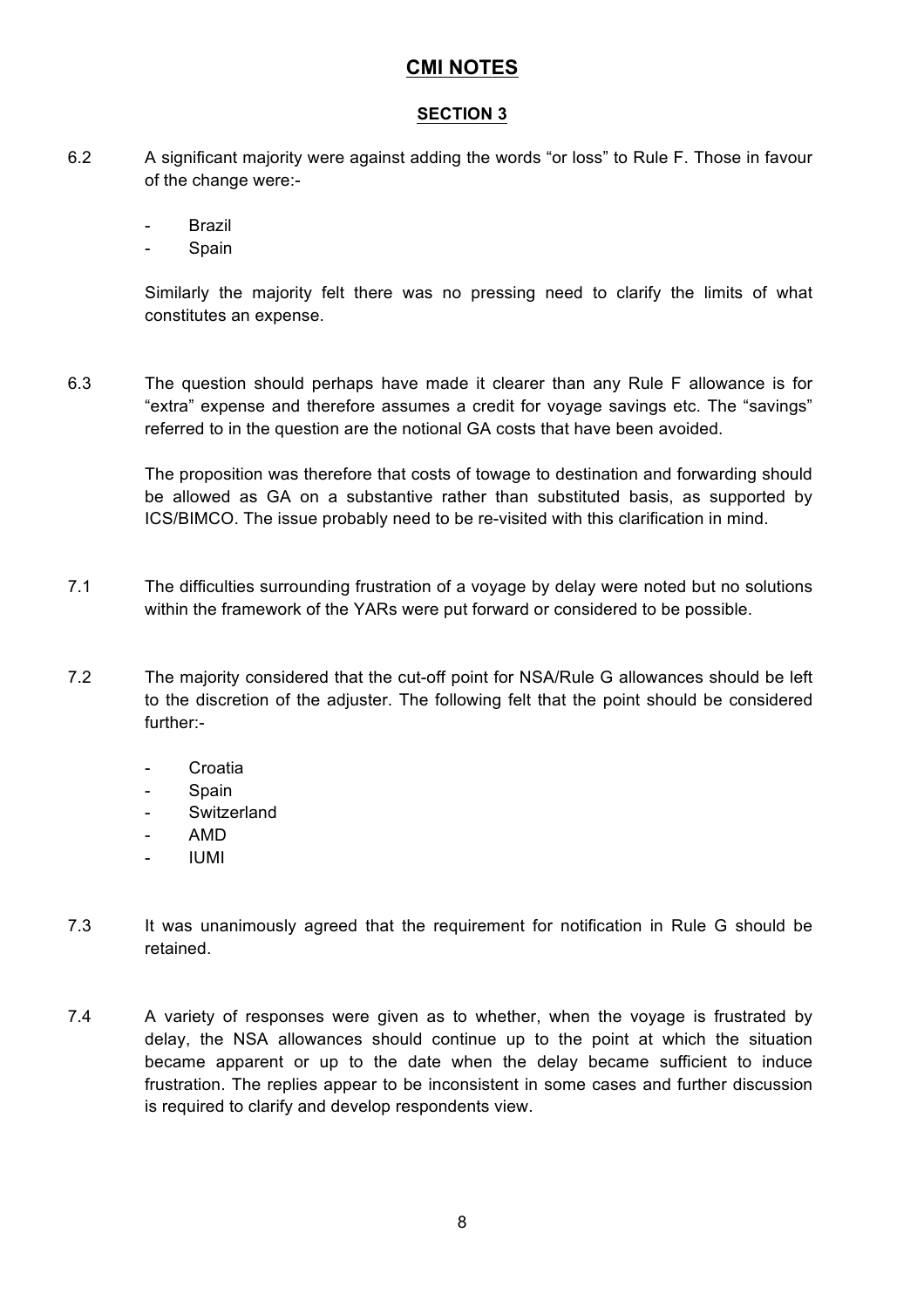# CMI NOTES

## SECTION 3

6.2 A significant majority were against adding the words "or loss" to Rule F. Those in favour of the change were:-

- Brazil
- Spain

Similarly the majority felt there was no pressing need to clarify the limits of what constitutes an expense.

6.3 The question should perhaps have made it clearer than any Rule F allowance is for "extra" expense and therefore assumes a credit for voyage savings etc. The "savings" referred to in the question are the notional GA costs that have been avoided.

The proposition was therefore that costs of towage to destination and forwarding should be allowed as GA on a substantive rather than substituted basis, as supported by ICS/BIMCO. The issue probably need to be re-visited with this clarification in mind.

7.1 The difficulties surrounding frustration of a voyage by delay were noted but no solutions within the framework of the YARs were put forward or considered to be possible.

7.2 The majority considered that the cut-off point for NSA/Rule G allowances should be left to the discretion of the adjuster. The following felt that the point should be considered further:-

- Croatia
- Spain
- Switzerland
- AMD
- IUMI

7.3 It was unanimously agreed that the requirement for notification in Rule G should be retained.

7.4 A variety of responses were given as to whether, when the voyage is frustrated by delay, the NSA allowances should continue up to the point at which the situation became apparent or up to the date when the delay became sufficient to induce frustration. The replies appear to be inconsistent in some cases and further discussion is required to clarify and develop respondents view.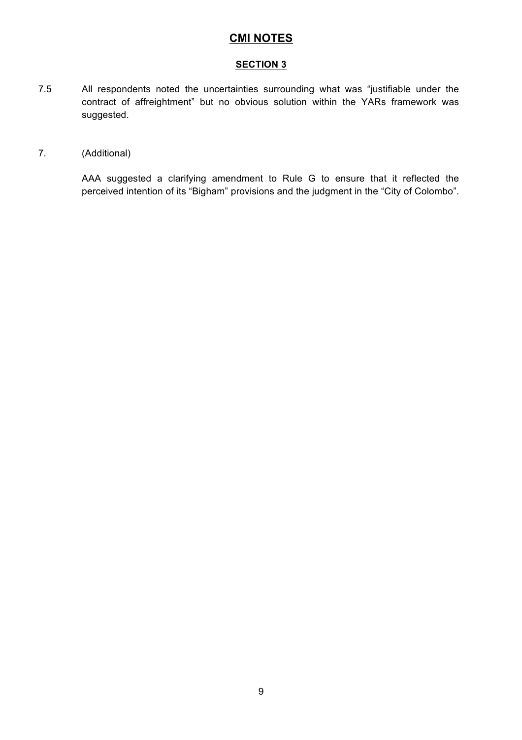# CMI NOTES

## SECTION 3

7.5 All respondents noted the uncertainties surrounding what was "justifiable under the contract of affreightment" but no obvious solution within the YARs framework was suggested.

7. (Additional)

AAA suggested a clarifying amendment to Rule G to ensure that it reflected the perceived intention of its "Bigham" provisions and the judgment in the "City of Colombo".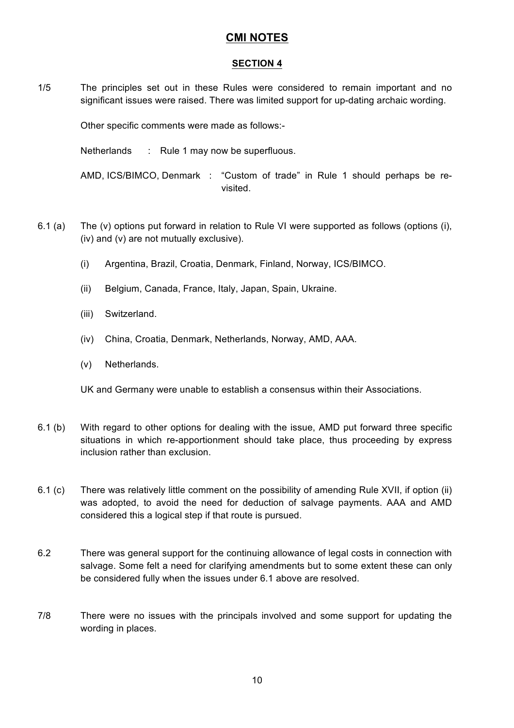# CMI NOTES

## SECTION 4

1/5 The principles set out in these Rules were considered to remain important and no significant issues were raised. There was limited support for up-dating archaic wording.

Other specific comments were made as follows:-

Netherlands : Rule 1 may now be superfluous.

AMD, ICS/BIMCO, Denmark : "Custom of trade" in Rule 1 should perhaps be re-visited.

6.1 (a) The (v) options put forward in relation to Rule VI were supported as follows (options (i), (iv) and (v) are not mutually exclusive).

- (i) Argentina, Brazil, Croatia, Denmark, Finland, Norway, ICS/BIMCO.
- (ii) Belgium, Canada, France, Italy, Japan, Spain, Ukraine.
- (iii) Switzerland.
- (iv) China, Croatia, Denmark, Netherlands, Norway, AMD, AAA.
- (v) Netherlands.

UK and Germany were unable to establish a consensus within their Associations.

6.1 (b) With regard to other options for dealing with the issue, AMD put forward three specific situations in which re-apportionment should take place, thus proceeding by express inclusion rather than exclusion.

6.1 (c) There was relatively little comment on the possibility of amending Rule XVII, if option (ii) was adopted, to avoid the need for deduction of salvage payments. AAA and AMD considered this a logical step if that route is pursued.

6.2 There was general support for the continuing allowance of legal costs in connection with salvage. Some felt a need for clarifying amendments but to some extent these can only be considered fully when the issues under 6.1 above are resolved.

7/8 There were no issues with the principals involved and some support for updating the wording in places.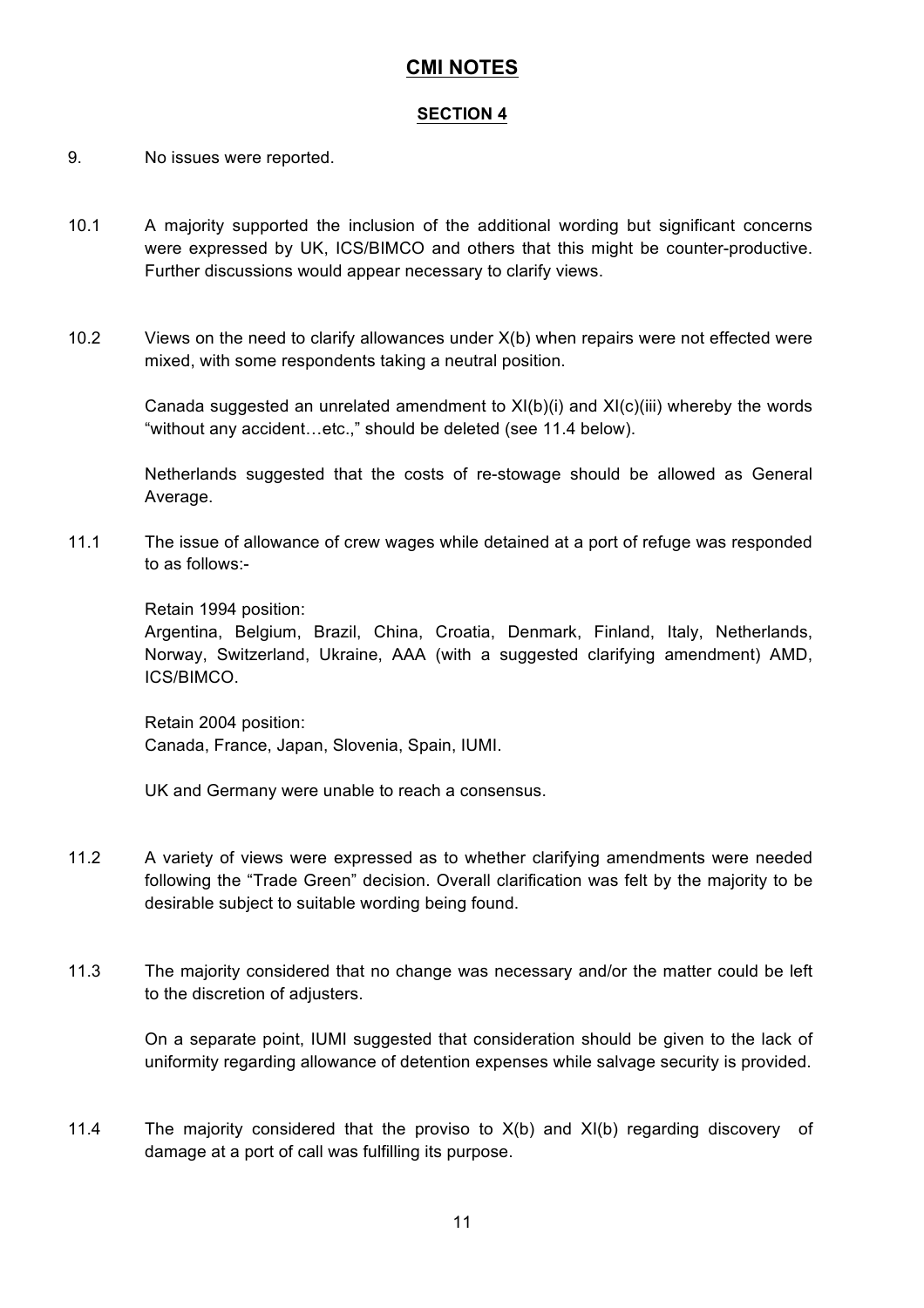# CMI NOTES

## SECTION 4

9. No issues were reported.

10.1 A majority supported the inclusion of the additional wording but significant concerns were expressed by UK, ICS/BIMCO and others that this might be counter-productive. Further discussions would appear necessary to clarify views.

10.2 Views on the need to clarify allowances under X(b) when repairs were not effected were mixed, with some respondents taking a neutral position.

Canada suggested an unrelated amendment to XI(b)(i) and XI(c)(iii) whereby the words "without any accident…etc.," should be deleted (see 11.4 below).

Netherlands suggested that the costs of re-stowage should be allowed as General Average.

11.1 The issue of allowance of crew wages while detained at a port of refuge was responded to as follows:-

Retain 1994 position:
Argentina, Belgium, Brazil, China, Croatia, Denmark, Finland, Italy, Netherlands, Norway, Switzerland, Ukraine, AAA (with a suggested clarifying amendment) AMD, ICS/BIMCO.

Retain 2004 position:
Canada, France, Japan, Slovenia, Spain, IUMI.

UK and Germany were unable to reach a consensus.

11.2 A variety of views were expressed as to whether clarifying amendments were needed following the "Trade Green" decision. Overall clarification was felt by the majority to be desirable subject to suitable wording being found.

11.3 The majority considered that no change was necessary and/or the matter could be left to the discretion of adjusters.

On a separate point, IUMI suggested that consideration should be given to the lack of uniformity regarding allowance of detention expenses while salvage security is provided.

11.4 The majority considered that the proviso to X(b) and XI(b) regarding discovery of damage at a port of call was fulfilling its purpose.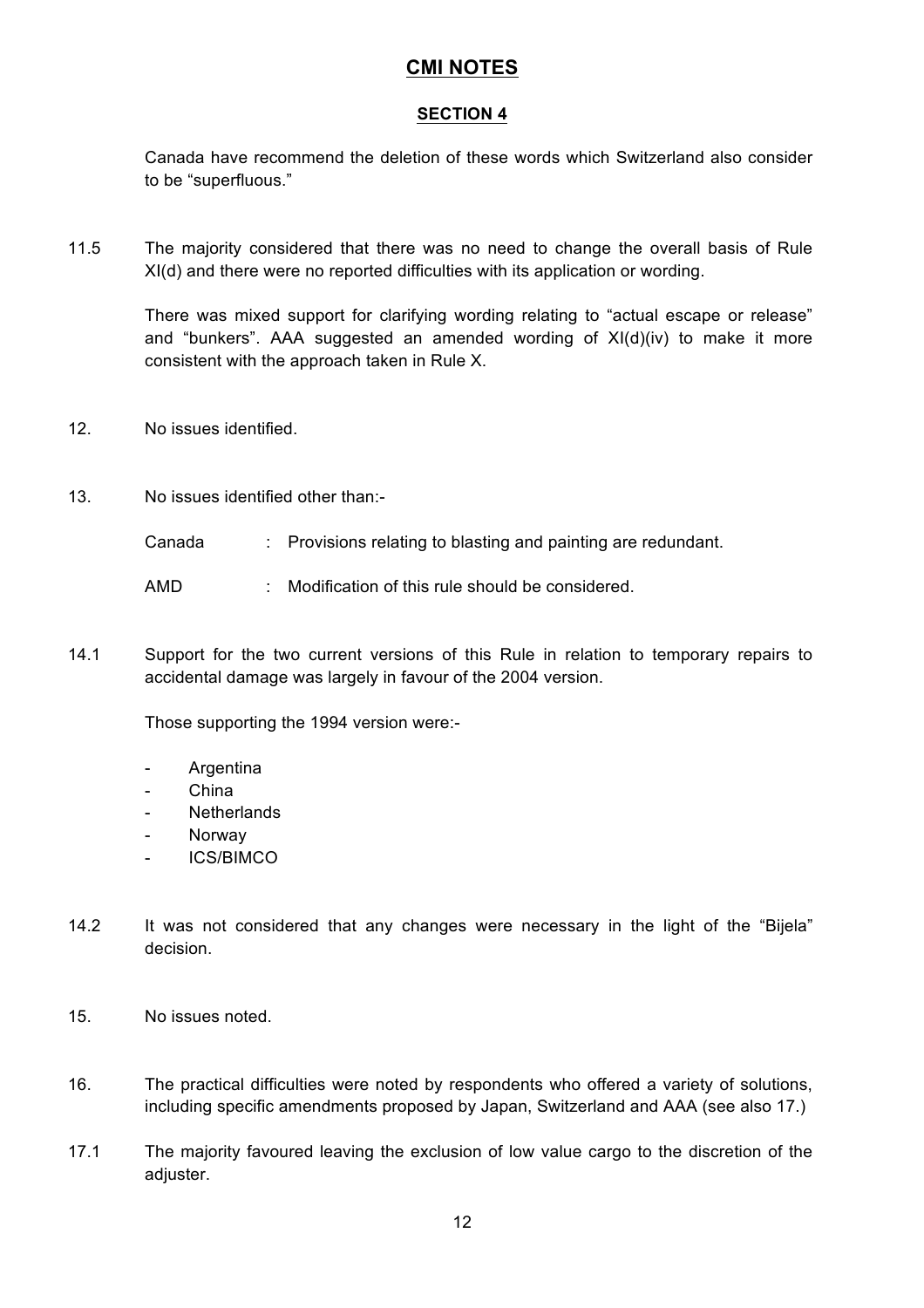## CMI NOTES

### SECTION 4

Canada have recommend the deletion of these words which Switzerland also consider to be "superfluous."

11.5 The majority considered that there was no need to change the overall basis of Rule XI(d) and there were no reported difficulties with its application or wording.

There was mixed support for clarifying wording relating to "actual escape or release" and "bunkers". AAA suggested an amended wording of XI(d)(iv) to make it more consistent with the approach taken in Rule X.

12. No issues identified.

13. No issues identified other than:-

Canada : Provisions relating to blasting and painting are redundant.

AMD : Modification of this rule should be considered.

14.1 Support for the two current versions of this Rule in relation to temporary repairs to accidental damage was largely in favour of the 2004 version.

Those supporting the 1994 version were:-

- Argentina
- China
- Netherlands
- Norway
- ICS/BIMCO

14.2 It was not considered that any changes were necessary in the light of the "Bijela" decision.

15. No issues noted.

16. The practical difficulties were noted by respondents who offered a variety of solutions, including specific amendments proposed by Japan, Switzerland and AAA (see also 17.)

17.1 The majority favoured leaving the exclusion of low value cargo to the discretion of the adjuster.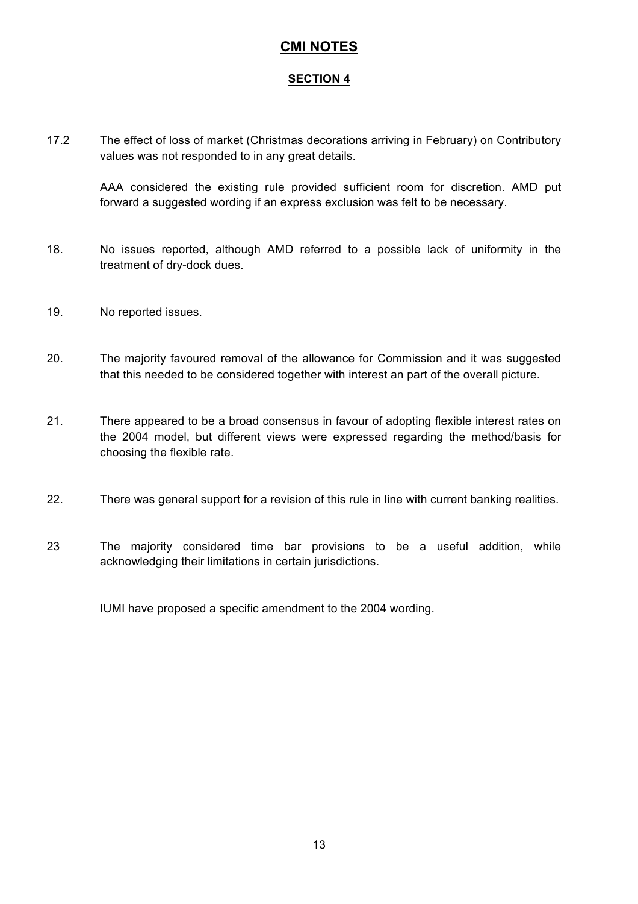# CMI NOTES

## SECTION 4

17.2 The effect of loss of market (Christmas decorations arriving in February) on Contributory values was not responded to in any great details.

AAA considered the existing rule provided sufficient room for discretion. AMD put forward a suggested wording if an express exclusion was felt to be necessary.

18. No issues reported, although AMD referred to a possible lack of uniformity in the treatment of dry-dock dues.

19. No reported issues.

20. The majority favoured removal of the allowance for Commission and it was suggested that this needed to be considered together with interest an part of the overall picture.

21. There appeared to be a broad consensus in favour of adopting flexible interest rates on the 2004 model, but different views were expressed regarding the method/basis for choosing the flexible rate.

22. There was general support for a revision of this rule in line with current banking realities.

23 The majority considered time bar provisions to be a useful addition, while acknowledging their limitations in certain jurisdictions.

IUMI have proposed a specific amendment to the 2004 wording.